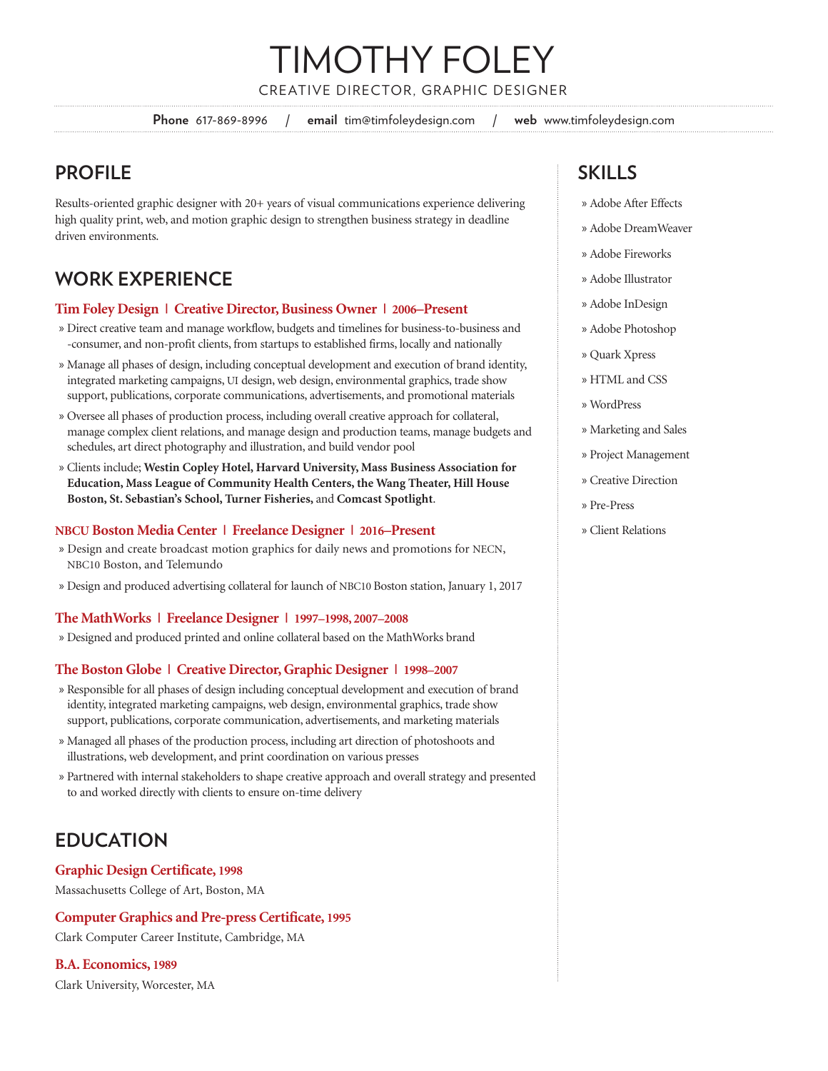# TIMOTHY FOLEY

CREATIVE DIRECTOR, GRAPHIC DESIGNER

**Phone** 617-869-8996 / **email** tim@timfoleydesign.com / **web** www.timfoleydesign.com

## PROFILE

Results-oriented graphic designer with 20+ years of visual communications experience delivering high quality print, web, and motion graphic design to strengthen business strategy in deadline driven environments.

## WORK EXPERIENCE

### Tim Foley Design | Creative Director, Business Owner | 2006–Present

» Direct creative team and manage workflow, budgets and timelines for business-to-business and -consumer, and non-profit clients, from startups to established firms, locally and nationally

» Manage all phases of design, including conceptual development and execution of brand identity, integrated marketing campaigns, UI design, web design, environmental graphics, trade show support, publications, corporate communications, advertisements, and promotional materials

» Oversee all phases of production process, including overall creative approach for collateral, manage complex client relations, and manage design and production teams, manage budgets and schedules, art direct photography and illustration, and build vendor pool

» Clients include; **Westin Copley Hotel, Harvard University, Mass Business Association for Education, Mass League of Community Health Centers, the Wang Theater, Hill House Boston, St. Sebastian's School, Turner Fisheries,** and **Comcast Spotlight**.

### NBCU Boston Media Center | Freelance Designer | 2016–Present

» Design and create broadcast motion graphics for daily news and promotions for NECN, NBC10 Boston, and Telemundo

» Design and produced advertising collateral for launch of NBC10 Boston station, January 1, 2017

### The MathWorks | Freelance Designer | 1997–1998, 2007–2008

» Designed and produced printed and online collateral based on the MathWorks brand

### The Boston Globe | Creative Director, Graphic Designer | 1998–2007

» Responsible for all phases of design including conceptual development and execution of brand identity, integrated marketing campaigns, web design, environmental graphics, trade show support, publications, corporate communication, advertisements, and marketing materials

» Managed all phases of the production process, including art direction of photoshoots and illustrations, web development, and print coordination on various presses

» Partnered with internal stakeholders to shape creative approach and overall strategy and presented to and worked directly with clients to ensure on-time delivery

## EDUCATION

### Graphic Design Certificate, 1998

Massachusetts College of Art, Boston, MA

### Computer Graphics and Pre-press Certificate, 1995

Clark Computer Career Institute, Cambridge, MA

### B.A. Economics, 1989

Clark University, Worcester, MA

## SKILLS

» Adobe After Effects

» Adobe DreamWeaver

» Adobe Fireworks

» Adobe Illustrator

» Adobe InDesign

» Adobe Photoshop

» Quark Xpress

» HTML and CSS

» WordPress

» Marketing and Sales

» Project Management

» Creative Direction

» Pre-Press

» Client Relations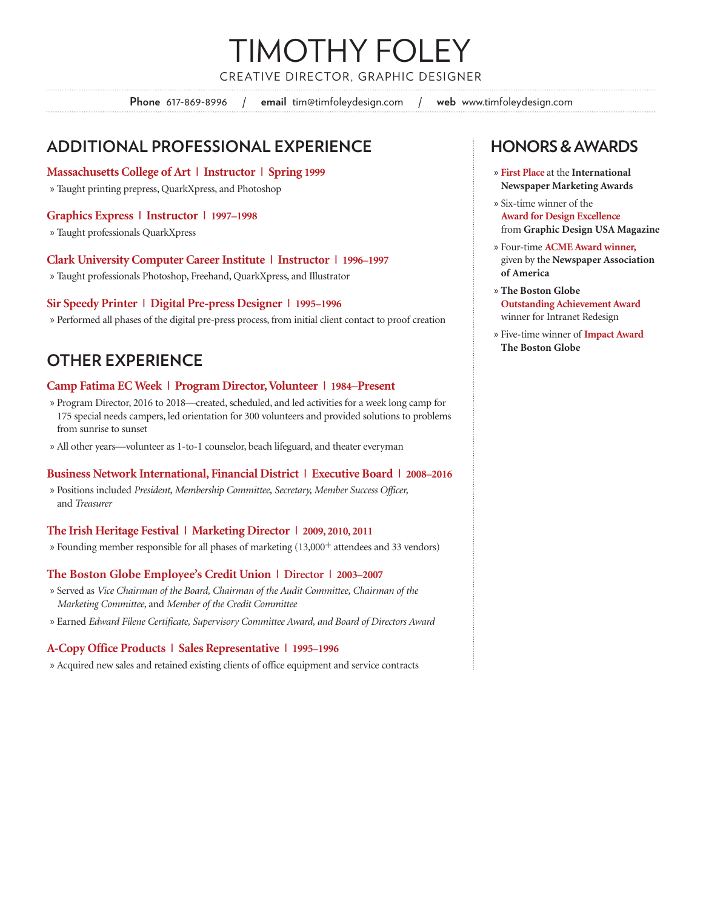# TIMOTHY FOLEY

CREATIVE DIRECTOR, GRAPHIC DESIGNER

**Phone** 617-869-8996 / **email** tim@timfoleydesign.com / **web** www.timfoleydesign.com

## ADDITIONAL PROFESSIONAL EXPERIENCE

**Massachusetts College of Art | Instructor | Spring 1999**

» Taught printing prepress, QuarkXpress, and Photoshop

**Graphics Express | Instructor | 1997–1998**

» Taught professionals QuarkXpress

**Clark University Computer Career Institute | Instructor | 1996–1997**

» Taught professionals Photoshop, Freehand, QuarkXPress, and Illustrator

**Sir Speedy Printer | Digital Pre-press Designer | 1995–1996**

» Performed all phases of the digital pre-press process, from initial client contact to proof creation

## OTHER EXPERIENCE

**Camp Fatima EC Week | Program Director, Volunteer | 1984–Present**

» Program Director, 2016 to 2018—created, scheduled, and led activities for a week long camp for 175 special needs campers, led orientation for 300 volunteers and provided solutions to problems from sunrise to sunset

» All other years—volunteer as 1-to-1 counselor, beach lifeguard, and theater everyman

**Business Network International, Financial District | Executive Board | 2008–2016**

» Positions included *President, Membership Committee, Secretary, Member Success Officer,* and *Treasurer*

**The Irish Heritage Festival | Marketing Director | 2009, 2010, 2011**

» Founding member responsible for all phases of marketing (13,000+ attendees and 33 vendors)

**The Boston Globe Employee's Credit Union | Director | 2003–2007**

» Served as *Vice Chairman of the Board, Chairman of the Audit Committee, Chairman of the Marketing Committee,* and *Member of the Credit Committee*

» Earned *Edward Filene Certificate, Supervisory Committee Award, and Board of Directors Award*

**A-Copy Office Products | Sales Representative | 1995–1996**

» Acquired new sales and retained existing clients of office equipment and service contracts

## HONORS & AWARDS

» **First Place** at the **International Newspaper Marketing Awards**

» Six-time winner of the **Award for Design Excellence** from **Graphic Design USA Magazine**

» Four-time **ACME Award winner,** given by the **Newspaper Association of America**

» **The Boston Globe Outstanding Achievement Award** winner for Intranet Redesign

» Five-time winner of **Impact Award The Boston Globe**